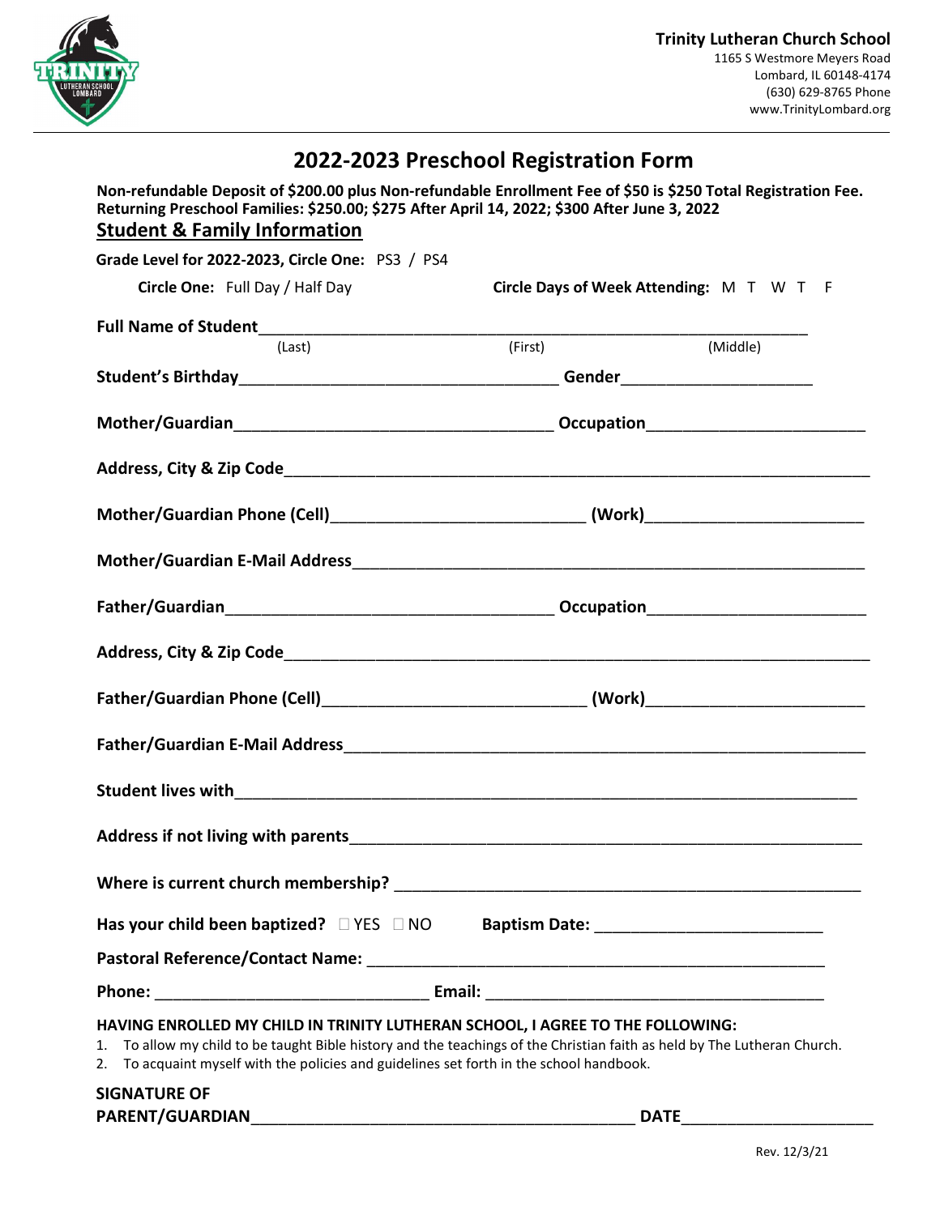**Trinity Lutheran Church School**
1165 S Westmore Meyers Road
Lombard, IL 60148-4174
(630) 629-8765 Phone
www.TrinityLombard.org

# 2022-2023 Preschool Registration Form

**Non-refundable Deposit of $200.00 plus Non-refundable Enrollment Fee of $50 is $250 Total Registration Fee.**
**Returning Preschool Families: $250.00; $275 After April 14, 2022; $300 After June 3, 2022**

## Student & Family Information

**Grade Level for 2022-2023, Circle One:** PS3 / PS4

**Circle One:** Full Day / Half Day **Circle Days of Week Attending:** M T W T F

**Full Name of Student**_______________________________________________
(Last) (First) (Middle)

**Student's Birthday**______________________________ **Gender**____________________

**Mother/Guardian**______________________________ **Occupation**____________________

**Address, City & Zip Code**_______________________________________________

**Mother/Guardian Phone (Cell)**________________________ **(Work)**____________________

**Mother/Guardian E-Mail Address**_______________________________________________

**Father/Guardian**______________________________ **Occupation**____________________

**Address, City & Zip Code**_______________________________________________

**Father/Guardian Phone (Cell)**________________________ **(Work)**____________________

**Father/Guardian E-Mail Address**_______________________________________________

**Student lives with**_______________________________________________

**Address if not living with parents**_______________________________________________

**Where is current church membership?** _______________________________________________

**Has your child been baptized?** ☐ YES ☐ NO **Baptism Date:** ______________________

**Pastoral Reference/Contact Name:** _______________________________________________

**Phone:** __________________________ **Email:** __________________________________

**HAVING ENROLLED MY CHILD IN TRINITY LUTHERAN SCHOOL, I AGREE TO THE FOLLOWING:**

1. To allow my child to be taught Bible history and the teachings of the Christian faith as held by The Lutheran Church.
2. To acquaint myself with the policies and guidelines set forth in the school handbook.

**SIGNATURE OF PARENT/GUARDIAN**________________________________________ **DATE**____________________

Rev. 12/3/21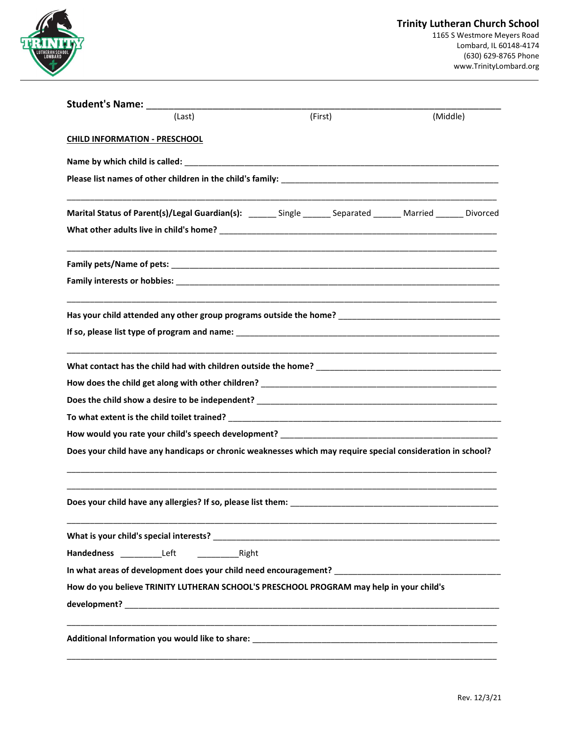**Trinity Lutheran Church School**
1165 S Westmore Meyers Road
Lombard, IL 60148-4174
(630) 629-8765 Phone
www.TrinityLombard.org

**Student's Name:** ______________________________________________________________
(Last) (First) (Middle)

**CHILD INFORMATION - PRESCHOOL**

**Name by which child is called:** ______________________________________________________________

**Please list names of other children in the child's family:** ______________________________________________

______________________________________________________________________________________________

**Marital Status of Parent(s)/Legal Guardian(s):** ______ Single ______ Separated ______ Married ______ Divorced

**What other adults live in child's home?** ______________________________________________________

______________________________________________________________________________________________

**Family pets/Name of pets:** ______________________________________________________________

**Family interests or hobbies:** ______________________________________________________________

______________________________________________________________________________________________

**Has your child attended any other group programs outside the home?** __________________________________

**If so, please list type of program and name:** ______________________________________________________

______________________________________________________________________________________________

**What contact has the child had with children outside the home?** ______________________________________

**How does the child get along with other children?** __________________________________________________

**Does the child show a desire to be independent?** __________________________________________________

**To what extent is the child toilet trained?** ______________________________________________________

**How would you rate your child's speech development?** ______________________________________________

**Does your child have any handicaps or chronic weaknesses which may require special consideration in school?**

______________________________________________________________________________________________

______________________________________________________________________________________________

**Does your child have any allergies? If so, please list them:** ____________________________________________

______________________________________________________________________________________________

**What is your child's special interests?** ______________________________________________________

**Handedness** _________Left _________Right

**In what areas of development does your child need encouragement?** ____________________________________

**How do you believe TRINITY LUTHERAN SCHOOL'S PRESCHOOL PROGRAM may help in your child's development?** ______________________________________________________________________________

______________________________________________________________________________________________

**Additional Information you would like to share:** __________________________________________________

______________________________________________________________________________________________

Rev. 12/3/21